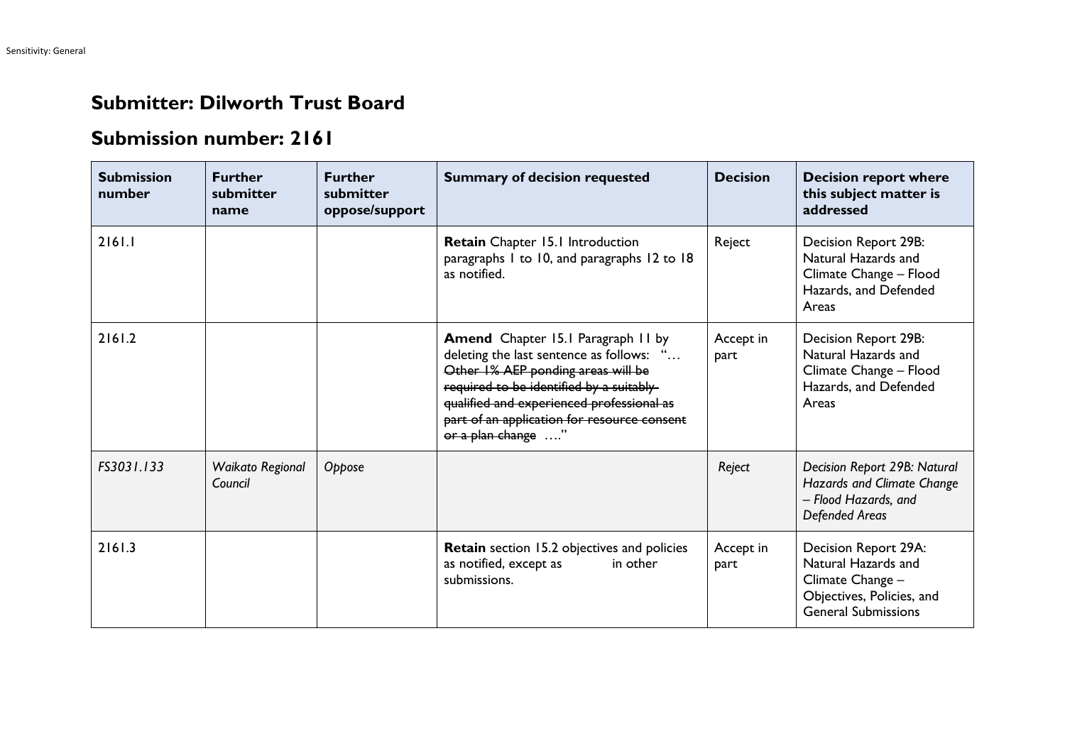## Submitter: Dilworth Trust Board

## Submission number: 2161

| Submission number | Further submitter name | Further submitter oppose/support | Summary of decision requested | Decision | Decision report where this subject matter is addressed |
|---|---|---|---|---|---|
| 2161.1 | | | **Retain** Chapter 15.1 Introduction paragraphs 1 to 10, and paragraphs 12 to 18 as notified. | Reject | Decision Report 29B: Natural Hazards and Climate Change – Flood Hazards, and Defended Areas |
| 2161.2 | | | **Amend** Chapter 15.1 Paragraph 11 by deleting the last sentence as follows: "… ~~Other 1% AEP ponding areas will be required to be identified by a suitably qualified and experienced professional as part of an application for resource consent or a plan change~~ …." | Accept in part | Decision Report 29B: Natural Hazards and Climate Change – Flood Hazards, and Defended Areas |
| *FS3031.133* | *Waikato Regional Council* | *Oppose* | | *Reject* | *Decision Report 29B: Natural Hazards and Climate Change – Flood Hazards, and Defended Areas* |
| 2161.3 | | | **Retain** section 15.2 objectives and policies as notified, except as in other submissions. | Accept in part | Decision Report 29A: Natural Hazards and Climate Change – Objectives, Policies, and General Submissions |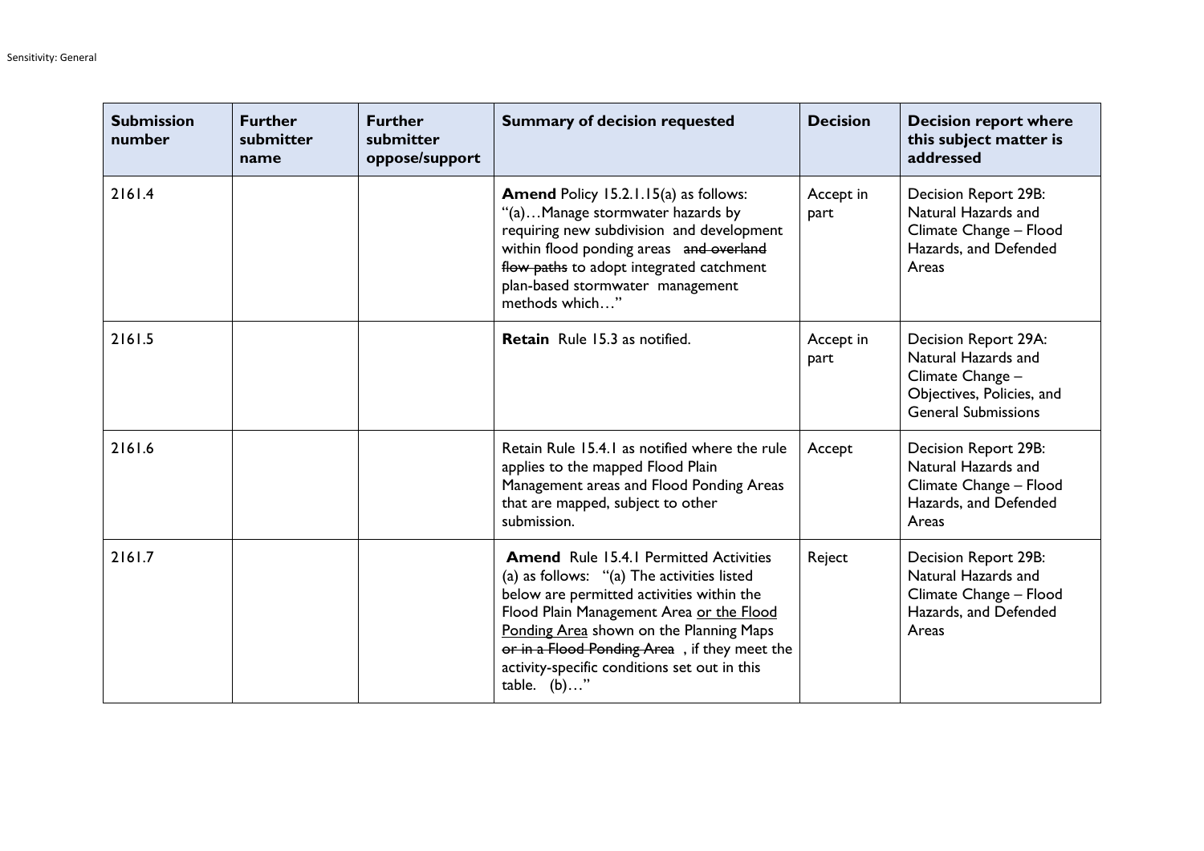| Submission number | Further submitter name | Further submitter oppose/support | Summary of decision requested | Decision | Decision report where this subject matter is addressed |
|---|---|---|---|---|---|
| 2161.4 | | | **Amend** Policy 15.2.1.15(a) as follows: "(a)…Manage stormwater hazards by requiring new subdivision and development within flood ponding areas ~~and overland flow paths~~ to adopt integrated catchment plan-based stormwater management methods which…" | Accept in part | Decision Report 29B: Natural Hazards and Climate Change – Flood Hazards, and Defended Areas |
| 2161.5 | | | **Retain** Rule 15.3 as notified. | Accept in part | Decision Report 29A: Natural Hazards and Climate Change – Objectives, Policies, and General Submissions |
| 2161.6 | | | Retain Rule 15.4.1 as notified where the rule applies to the mapped Flood Plain Management areas and Flood Ponding Areas that are mapped, subject to other submission. | Accept | Decision Report 29B: Natural Hazards and Climate Change – Flood Hazards, and Defended Areas |
| 2161.7 | | | **Amend** Rule 15.4.1 Permitted Activities (a) as follows: "(a) The activities listed below are permitted activities within the Flood Plain Management Area <u>or the Flood Ponding Area</u> shown on the Planning Maps ~~or in a Flood Ponding Area~~, if they meet the activity-specific conditions set out in this table. (b)…" | Reject | Decision Report 29B: Natural Hazards and Climate Change – Flood Hazards, and Defended Areas |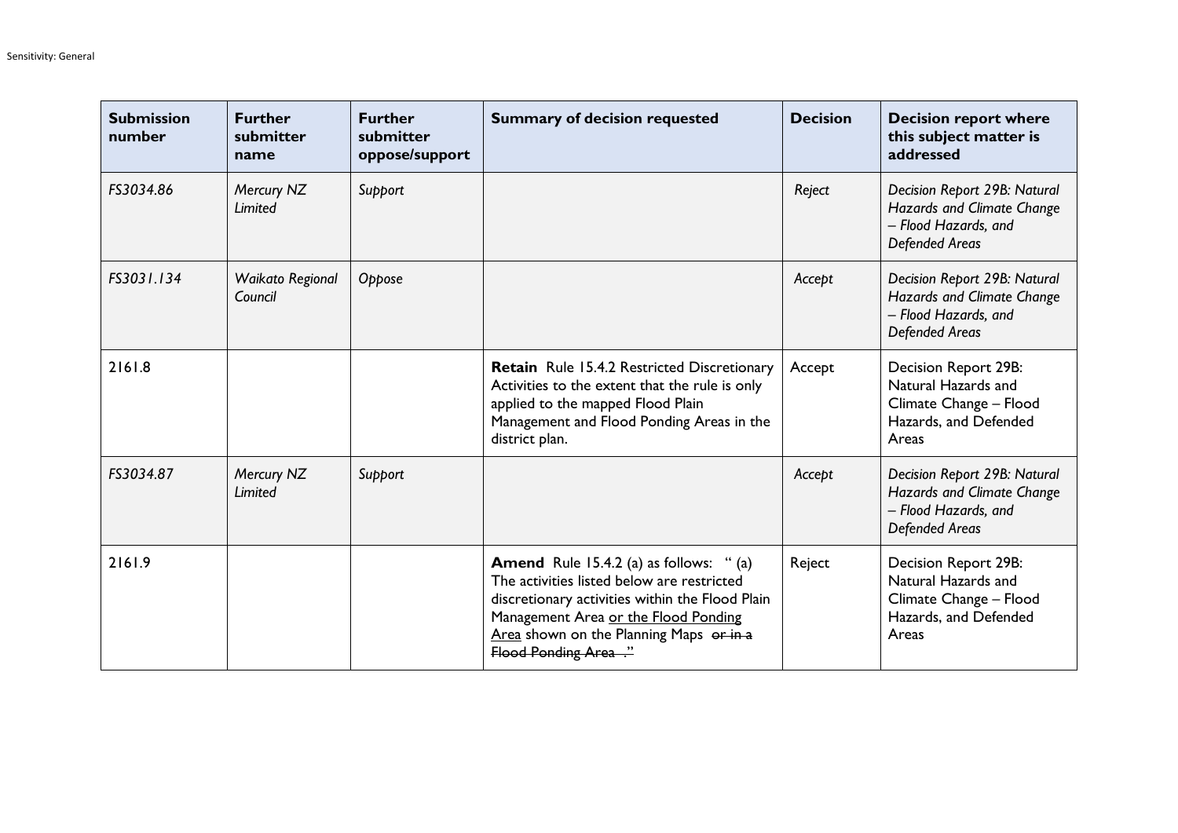| Submission number | Further submitter name | Further submitter oppose/support | Summary of decision requested | Decision | Decision report where this subject matter is addressed |
|---|---|---|---|---|---|
| *FS3034.86* | *Mercury NZ Limited* | *Support* | | *Reject* | *Decision Report 29B: Natural Hazards and Climate Change – Flood Hazards, and Defended Areas* |
| *FS3031.134* | *Waikato Regional Council* | *Oppose* | | *Accept* | *Decision Report 29B: Natural Hazards and Climate Change – Flood Hazards, and Defended Areas* |
| 2161.8 | | | **Retain** Rule 15.4.2 Restricted Discretionary Activities to the extent that the rule is only applied to the mapped Flood Plain Management and Flood Ponding Areas in the district plan. | Accept | Decision Report 29B: Natural Hazards and Climate Change – Flood Hazards, and Defended Areas |
| *FS3034.87* | *Mercury NZ Limited* | *Support* | | *Accept* | *Decision Report 29B: Natural Hazards and Climate Change – Flood Hazards, and Defended Areas* |
| 2161.9 | | | **Amend** Rule 15.4.2 (a) as follows: " (a) The activities listed below are restricted discretionary activities within the Flood Plain Management Area <u>or the Flood Ponding Area</u> shown on the Planning Maps ~~or in a Flood Ponding Area~~ ." | Reject | Decision Report 29B: Natural Hazards and Climate Change – Flood Hazards, and Defended Areas |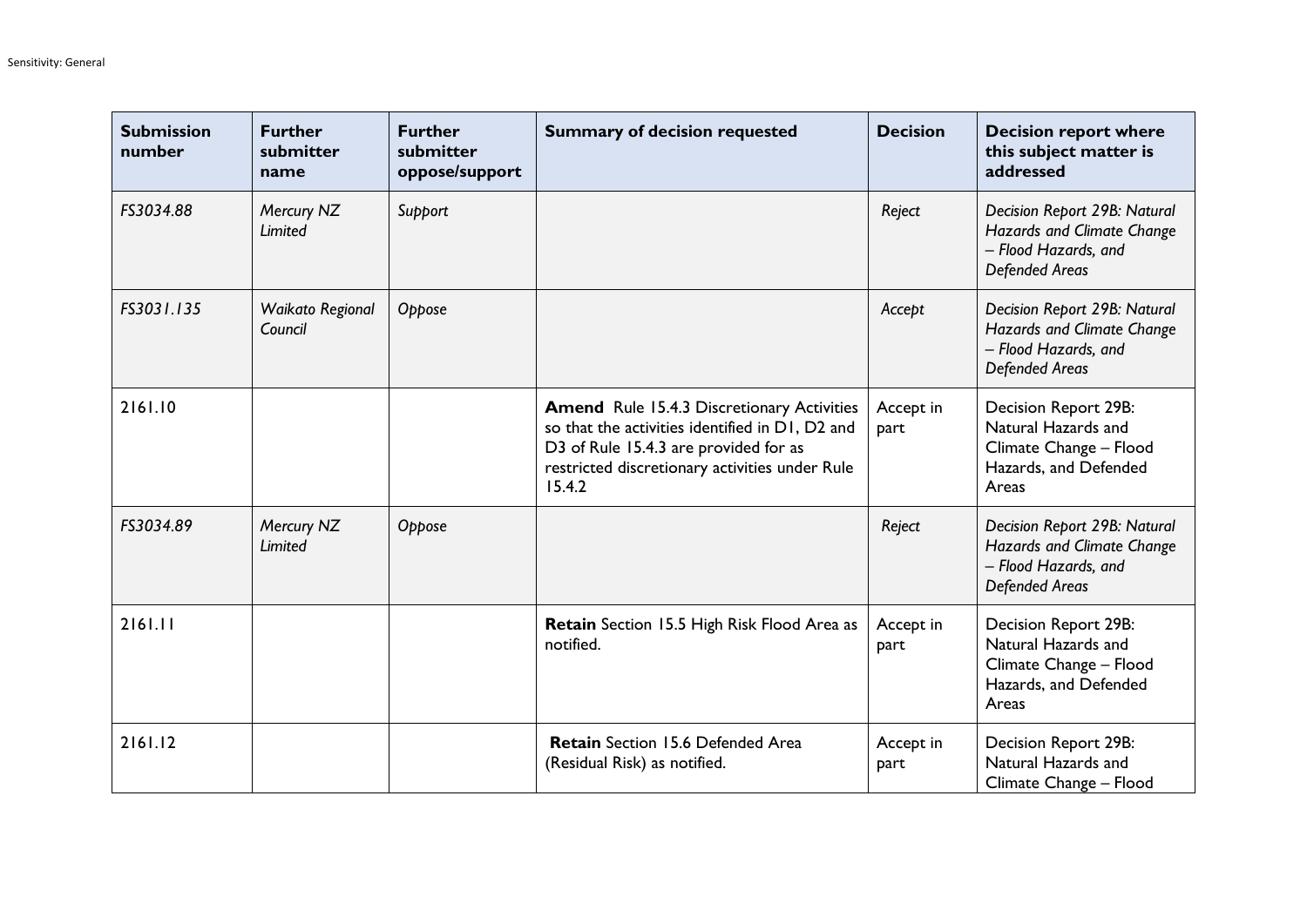| Submission number | Further submitter name | Further submitter oppose/support | Summary of decision requested | Decision | Decision report where this subject matter is addressed |
|---|---|---|---|---|---|
| *FS3034.88* | *Mercury NZ Limited* | *Support* | | *Reject* | *Decision Report 29B: Natural Hazards and Climate Change – Flood Hazards, and Defended Areas* |
| *FS3031.135* | *Waikato Regional Council* | *Oppose* | | *Accept* | *Decision Report 29B: Natural Hazards and Climate Change – Flood Hazards, and Defended Areas* |
| 2161.10 | | | **Amend** Rule 15.4.3 Discretionary Activities so that the activities identified in D1, D2 and D3 of Rule 15.4.3 are provided for as restricted discretionary activities under Rule 15.4.2 | Accept in part | Decision Report 29B: Natural Hazards and Climate Change – Flood Hazards, and Defended Areas |
| *FS3034.89* | *Mercury NZ Limited* | *Oppose* | | *Reject* | *Decision Report 29B: Natural Hazards and Climate Change – Flood Hazards, and Defended Areas* |
| 2161.11 | | | **Retain** Section 15.5 High Risk Flood Area as notified. | Accept in part | Decision Report 29B: Natural Hazards and Climate Change – Flood Hazards, and Defended Areas |
| 2161.12 | | | **Retain** Section 15.6 Defended Area (Residual Risk) as notified. | Accept in part | Decision Report 29B: Natural Hazards and Climate Change – Flood |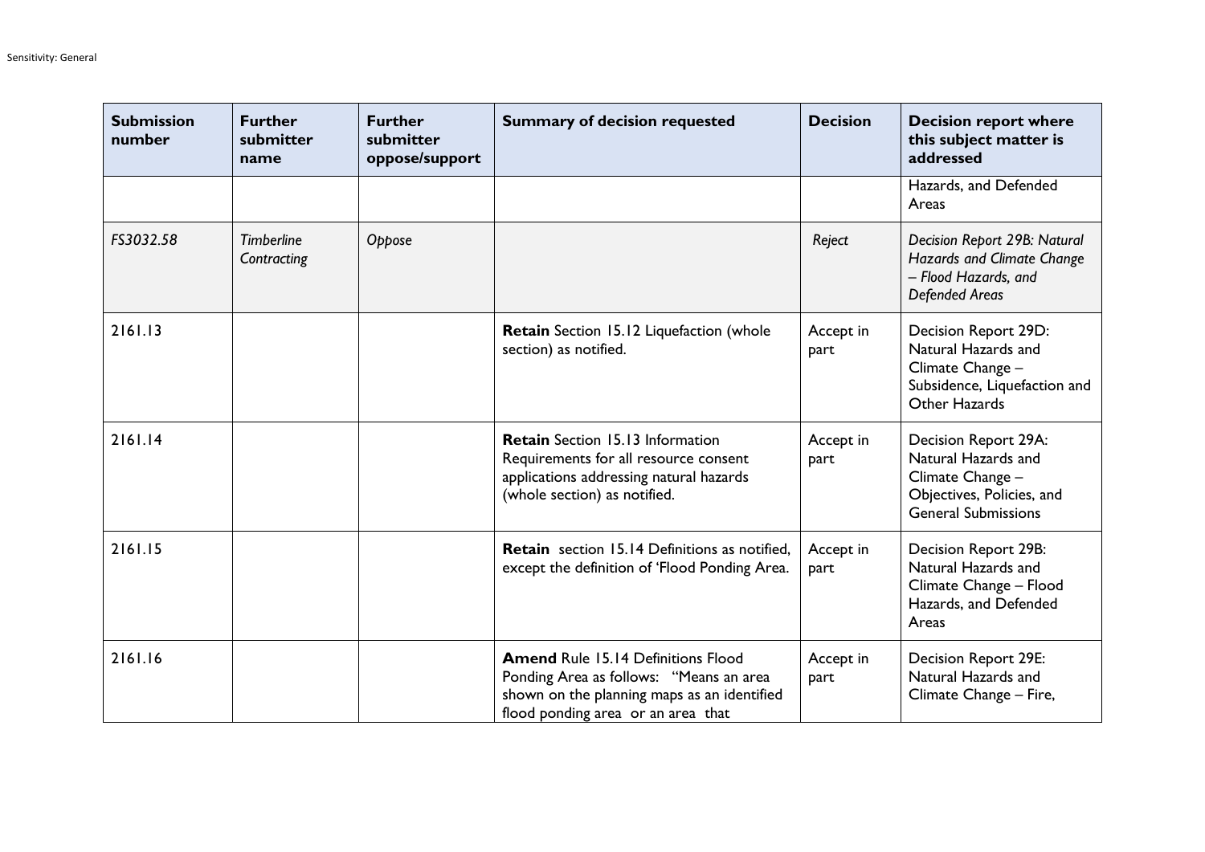| Submission number | Further submitter name | Further submitter oppose/support | Summary of decision requested | Decision | Decision report where this subject matter is addressed |
|---|---|---|---|---|---|
| | | | | | Hazards, and Defended Areas |
| *FS3032.58* | *Timberline Contracting* | *Oppose* | | *Reject* | *Decision Report 29B: Natural Hazards and Climate Change – Flood Hazards, and Defended Areas* |
| 2161.13 | | | **Retain** Section 15.12 Liquefaction (whole section) as notified. | Accept in part | Decision Report 29D: Natural Hazards and Climate Change – Subsidence, Liquefaction and Other Hazards |
| 2161.14 | | | **Retain** Section 15.13 Information Requirements for all resource consent applications addressing natural hazards (whole section) as notified. | Accept in part | Decision Report 29A: Natural Hazards and Climate Change – Objectives, Policies, and General Submissions |
| 2161.15 | | | **Retain** section 15.14 Definitions as notified, except the definition of 'Flood Ponding Area. | Accept in part | Decision Report 29B: Natural Hazards and Climate Change – Flood Hazards, and Defended Areas |
| 2161.16 | | | **Amend** Rule 15.14 Definitions Flood Ponding Area as follows: "Means an area shown on the planning maps as an identified flood ponding area or an area that | Accept in part | Decision Report 29E: Natural Hazards and Climate Change – Fire, |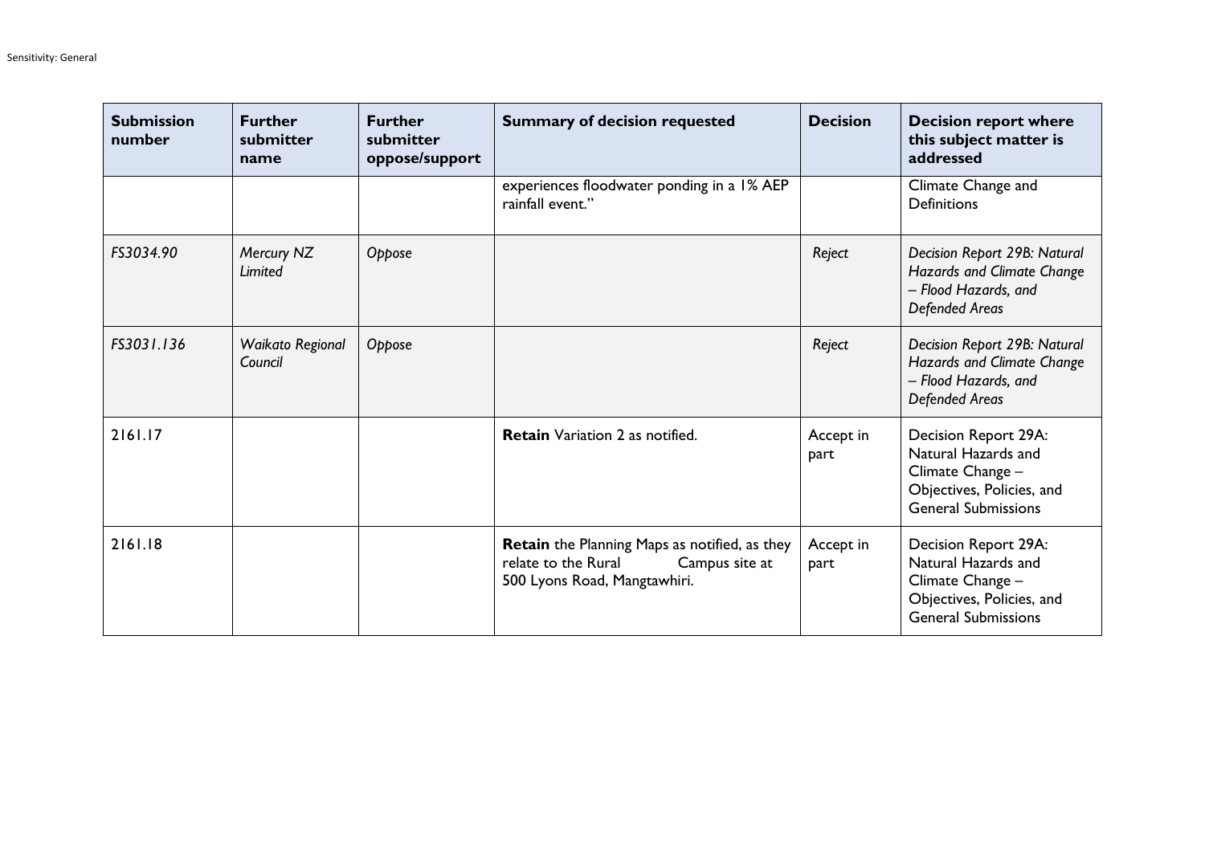| Submission number | Further submitter name | Further submitter oppose/support | Summary of decision requested | Decision | Decision report where this subject matter is addressed |
|---|---|---|---|---|---|
| | | | experiences floodwater ponding in a 1% AEP rainfall event." | | Climate Change and Definitions |
| *FS3034.90* | *Mercury NZ Limited* | *Oppose* | | *Reject* | *Decision Report 29B: Natural Hazards and Climate Change – Flood Hazards, and Defended Areas* |
| *FS3031.136* | *Waikato Regional Council* | *Oppose* | | *Reject* | *Decision Report 29B: Natural Hazards and Climate Change – Flood Hazards, and Defended Areas* |
| 2161.17 | | | **Retain** Variation 2 as notified. | Accept in part | Decision Report 29A: Natural Hazards and Climate Change – Objectives, Policies, and General Submissions |
| 2161.18 | | | **Retain** the Planning Maps as notified, as they relate to the Rural Campus site at 500 Lyons Road, Mangtawhiri. | Accept in part | Decision Report 29A: Natural Hazards and Climate Change – Objectives, Policies, and General Submissions |